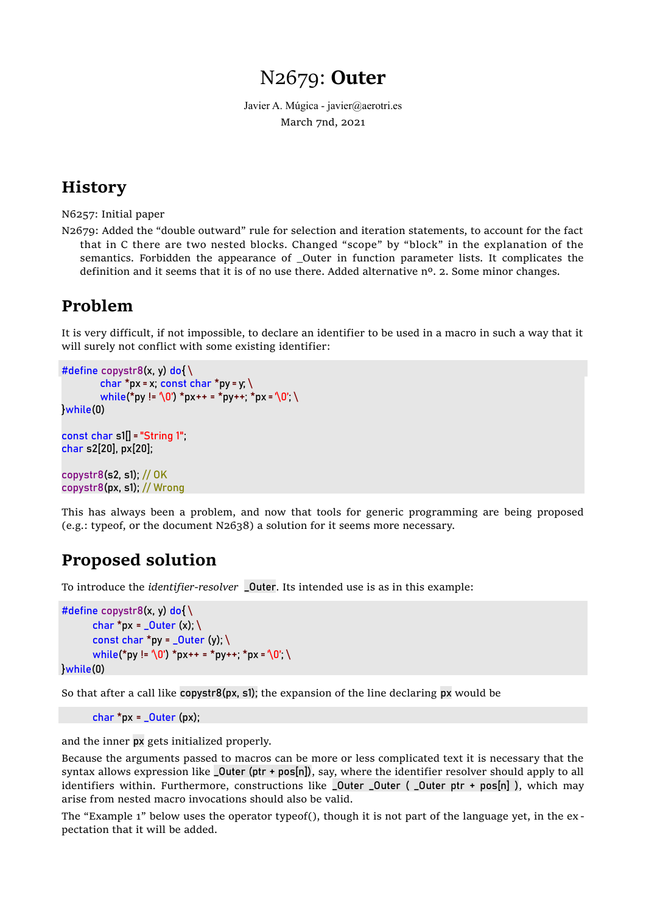# N2679: **Outer**

Javier A. Múgica - javier@aerotri.es

March 7nd, 2021

## History

N6257: Initial paper

N2679: Added the "double outward" rule for selection and iteration statements, to account for the fact that in C there are two nested blocks. Changed "scope" by "block" in the explanation of the semantics. Forbidden the appearance of _Outer in function parameter lists. It complicates the definition and it seems that it is of no use there. Added alternative nº. 2. Some minor changes.

## Problem

It is very difficult, if not impossible, to declare an identifier to be used in a macro in such a way that it will surely not conflict with some existing identifier:

```
#define copystr8(x, y) do{ \
        char *px = x; const char *py = y; \
        while(*py != '\0') *px++ = *py++; *px = '\0'; \
}while(0)

const char s1[] = "String 1";
char s2[20], px[20];

copystr8(s2, s1); // OK
copystr8(px, s1); // Wrong
```

This has always been a problem, and now that tools for generic programming are being proposed (e.g.: typeof, or the document N2638) a solution for it seems more necessary.

## Proposed solution

To introduce the *identifier-resolver* `_Outer`. Its intended use is as in this example:

```
#define copystr8(x, y) do{ \
        char *px = _Outer (x); \
        const char *py = _Outer (y); \
        while(*py != '\0') *px++ = *py++; *px = '\0'; \
}while(0)
```

So that after a call like `copystr8(px, s1);` the expansion of the line declaring `px` would be

```
        char *px = _Outer (px);
```

and the inner `px` gets initialized properly.

Because the arguments passed to macros can be more or less complicated text it is necessary that the syntax allows expression like `_Outer (ptr + pos[n])`, say, where the identifier resolver should apply to all identifiers within. Furthermore, constructions like `_Outer _Outer ( _Outer ptr + pos[n] )`, which may arise from nested macro invocations should also be valid.

The "Example 1" below uses the operator typeof(), though it is not part of the language yet, in the expectation that it will be added.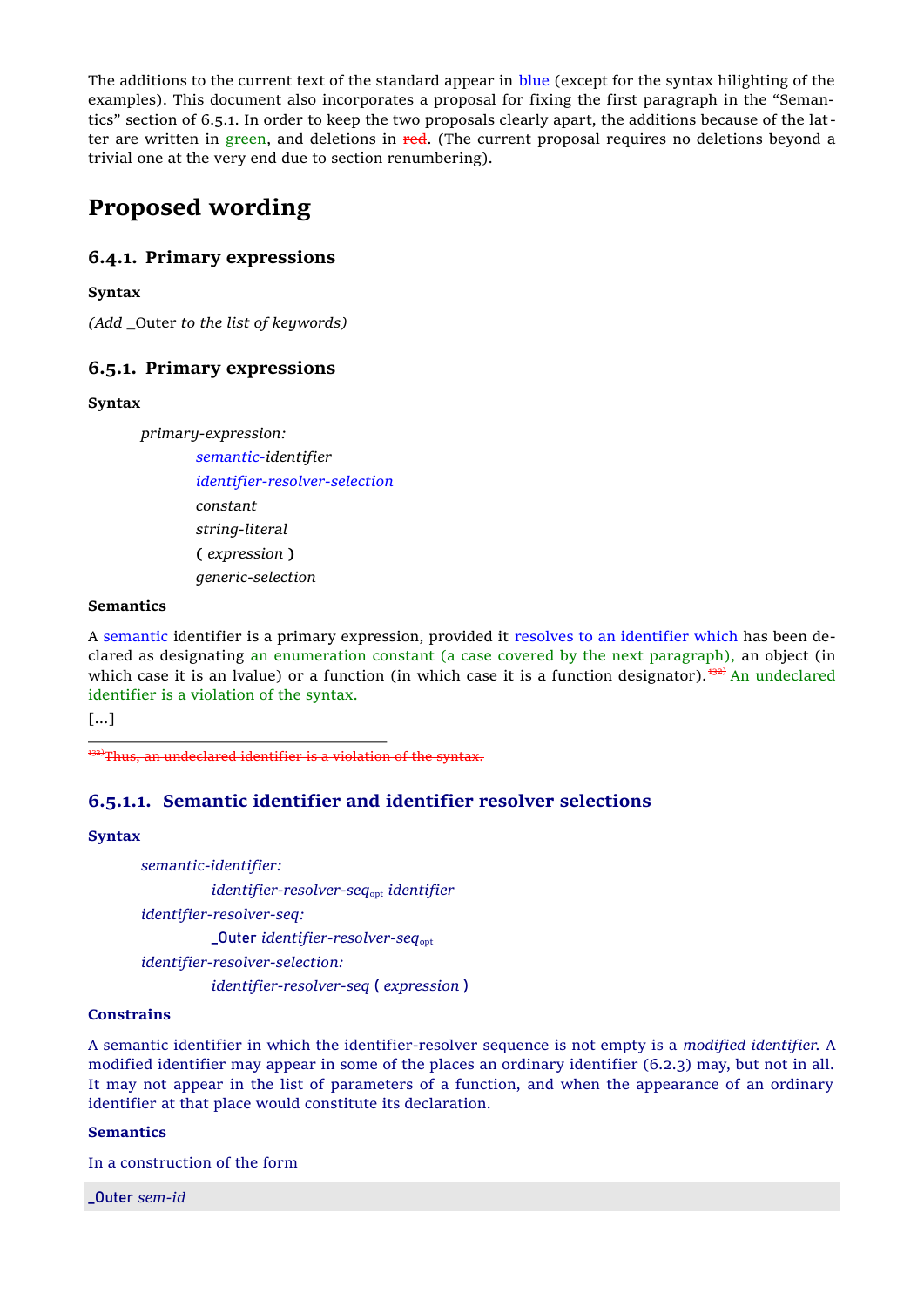The additions to the current text of the standard appear in blue (except for the syntax hilighting of the examples). This document also incorporates a proposal for fixing the first paragraph in the “Semantics” section of 6.5.1. In order to keep the two proposals clearly apart, the additions because of the latter are written in green, and deletions in ~~red~~. (The current proposal requires no deletions beyond a trivial one at the very end due to section renumbering).

# Proposed wording

## 6.4.1. Primary expressions

**Syntax**

*(Add* _Outer *to the list of keywords)*

## 6.5.1. Primary expressions

**Syntax**

*primary-expression:*
- *semantic-identifier*
- *identifier-resolver-selection*
- *constant*
- *string-literal*
- **(** *expression* **)**
- *generic-selection*

**Semantics**

A semantic identifier is a primary expression, provided it resolves to an identifier which has been declared as designating an enumeration constant (a case covered by the next paragraph), an object (in which case it is an lvalue) or a function (in which case it is a function designator).~~[132]~~ An undeclared identifier is a violation of the syntax.

[...]

~~[132]Thus, an undeclared identifier is a violation of the syntax.~~

### 6.5.1.1. Semantic identifier and identifier resolver selections

**Syntax**

*semantic-identifier:*
- *identifier-resolver-seq*$_{opt}$ *identifier*

*identifier-resolver-seq:*
- **_Outer** *identifier-resolver-seq*$_{opt}$

*identifier-resolver-selection:*
- *identifier-resolver-seq* **(** *expression* **)**

**Constrains**

A semantic identifier in which the identifier-resolver sequence is not empty is a *modified identifier*. A modified identifier may appear in some of the places an ordinary identifier (6.2.3) may, but not in all. It may not appear in the list of parameters of a function, and when the appearance of an ordinary identifier at that place would constitute its declaration.

**Semantics**

In a construction of the form

```
_Outer sem-id
```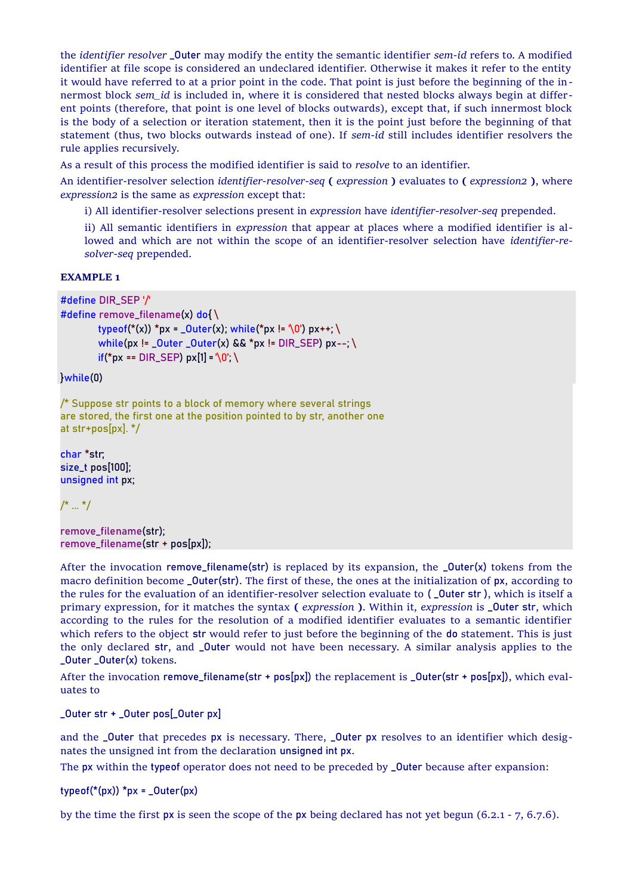the *identifier resolver* **_Outer** may modify the entity the semantic identifier *sem-id* refers to. A modified identifier at file scope is considered an undeclared identifier. Otherwise it makes it refer to the entity it would have referred to at a prior point in the code. That point is just before the beginning of the innermost block *sem_id* is included in, where it is considered that nested blocks always begin at different points (therefore, that point is one level of blocks outwards), except that, if such innermost block is the body of a selection or iteration statement, then it is the point just before the beginning of that statement (thus, two blocks outwards instead of one). If *sem-id* still includes identifier resolvers the rule applies recursively.

As a result of this process the modified identifier is said to *resolve* to an identifier.

An identifier-resolver selection *identifier-resolver-seq* **(** *expression* **)** evaluates to **(** *expression2* **)**, where *expression2* is the same as *expression* except that:

i) All identifier-resolver selections present in *expression* have *identifier-resolver-seq* prepended.

ii) All semantic identifiers in *expression* that appear at places where a modified identifier is allowed and which are not within the scope of an identifier-resolver selection have *identifier-resolver-seq* prepended.

**EXAMPLE 1**

```
#define DIR_SEP '/'
#define remove_filename(x) do{ \
        typeof(*(x)) *px = _Outer(x); while(*px != '\0') px++; \
        while(px != _Outer _Outer(x) && *px != DIR_SEP) px--; \
        if(*px == DIR_SEP) px[1] = '\0'; \
}while(0)

/* Suppose str points to a block of memory where several strings
are stored, the first one at the position pointed to by str, another one
at str+pos[px]. */

char *str;
size_t pos[100];
unsigned int px;

/* ... */

remove_filename(str);
remove_filename(str + pos[px]);
```

After the invocation **remove_filename(str)** is replaced by its expansion, the **_Outer(x)** tokens from the macro definition become **_Outer(str)**. The first of these, the ones at the initialization of **px**, according to the rules for the evaluation of an identifier-resolver selection evaluate to **( _Outer str )**, which is itself a primary expression, for it matches the syntax **(** *expression* **)**. Within it, *expression* is **_Outer str**, which according to the rules for the resolution of a modified identifier evaluates to a semantic identifier which refers to the object **str** would refer to just before the beginning of the **do** statement. This is just the only declared **str**, and **_Outer** would not have been necessary. A similar analysis applies to the **_Outer _Outer(x)** tokens.

After the invocation **remove_filename(str + pos[px])** the replacement is **_Outer(str + pos[px])**, which evaluates to

**_Outer str + _Outer pos[_Outer px]**

and the **_Outer** that precedes **px** is necessary. There, **_Outer px** resolves to an identifier which designates the unsigned int from the declaration **unsigned int px**.

The **px** within the **typeof** operator does not need to be preceded by **_Outer** because after expansion:

**typeof(*(px)) *px = _Outer(px)**

by the time the first **px** is seen the scope of the **px** being declared has not yet begun (6.2.1 - 7, 6.7.6).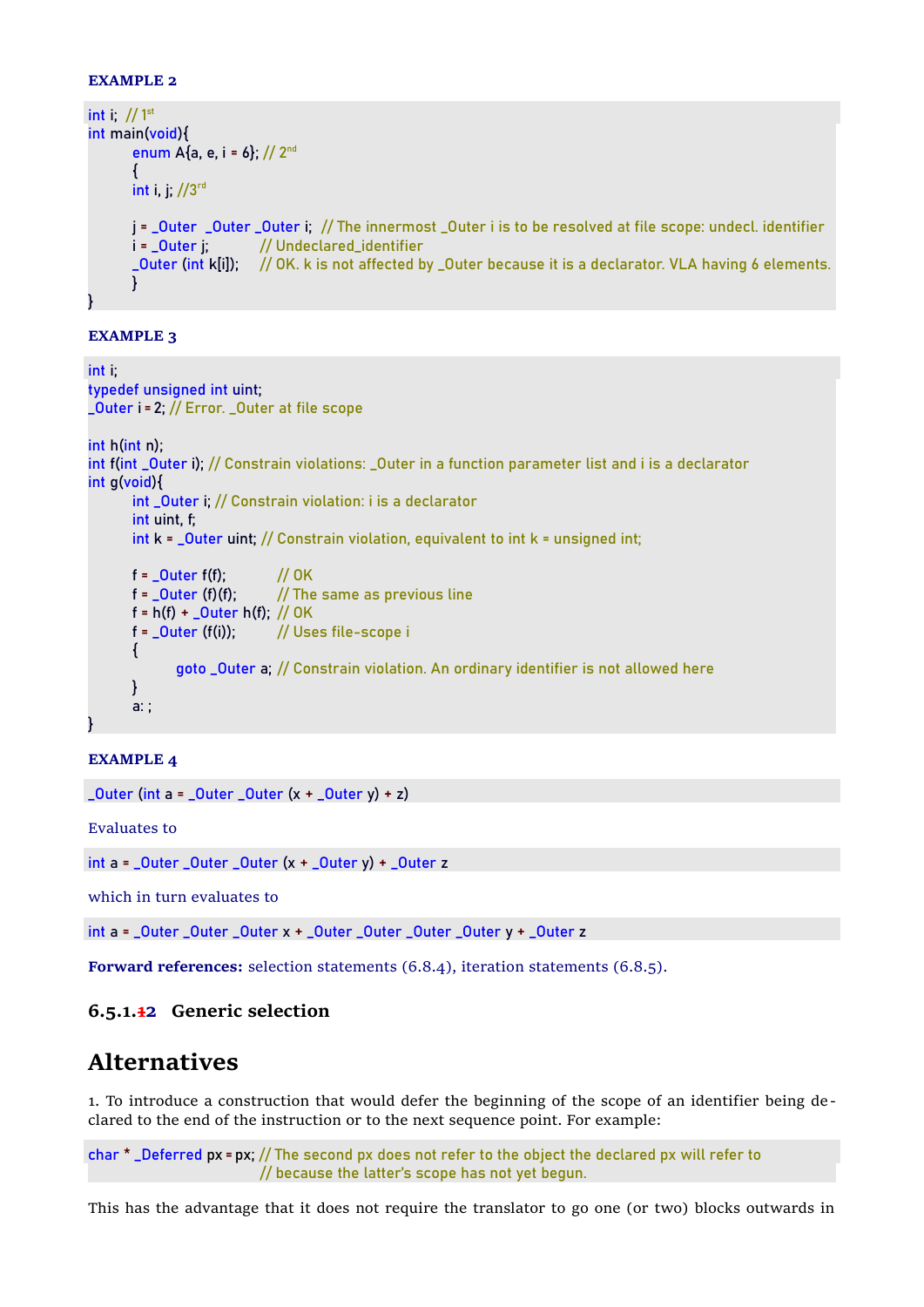**EXAMPLE 2**

```
int i;  // 1st
int main(void){
        enum A{a, e, i = 6}; // 2nd
        {
        int i, j; //3rd

        j = _Outer  _Outer _Outer i;  // The innermost _Outer i is to be resolved at file scope: undecl. identifier
        i = _Outer j;          // Undeclared_identifier
        _Outer (int k[i]);     // OK. k is not affected by _Outer because it is a declarator. VLA having 6 elements.
        }
}
```

**EXAMPLE 3**

```
int i;
typedef unsigned int uint;
_Outer i = 2; // Error. _Outer at file scope

int h(int n);
int f(int _Outer i); // Constrain violations: _Outer in a function parameter list and i is a declarator
int g(void){
        int _Outer i; // Constrain violation: i is a declarator
        int uint, f;
        int k = _Outer uint; // Constrain violation, equivalent to int k = unsigned int;

        f = _Outer f(f);          // OK
        f = _Outer (f)(f);        // The same as previous line
        f = h(f) + _Outer h(f);  // OK
        f = _Outer (f(i));        // Uses file-scope i
        {
                goto _Outer a; // Constrain violation. An ordinary identifier is not allowed here
        }
        a: ;
}
```

**EXAMPLE 4**

```
_Outer (int a = _Outer _Outer (x + _Outer y) + z)
```

Evaluates to

```
int a = _Outer _Outer _Outer (x + _Outer y) + _Outer z
```

which in turn evaluates to

```
int a = _Outer _Outer _Outer x + _Outer _Outer _Outer _Outer y + _Outer z
```

**Forward references:** selection statements (6.8.4), iteration statements (6.8.5).

### 6.5.1.~~1~~2 Generic selection

## Alternatives

1. To introduce a construction that would defer the beginning of the scope of an identifier being declared to the end of the instruction or to the next sequence point. For example:

```
char * _Deferred px = px; // The second px does not refer to the object the declared px will refer to
                          // because the latter's scope has not yet begun.
```

This has the advantage that it does not require the translator to go one (or two) blocks outwards in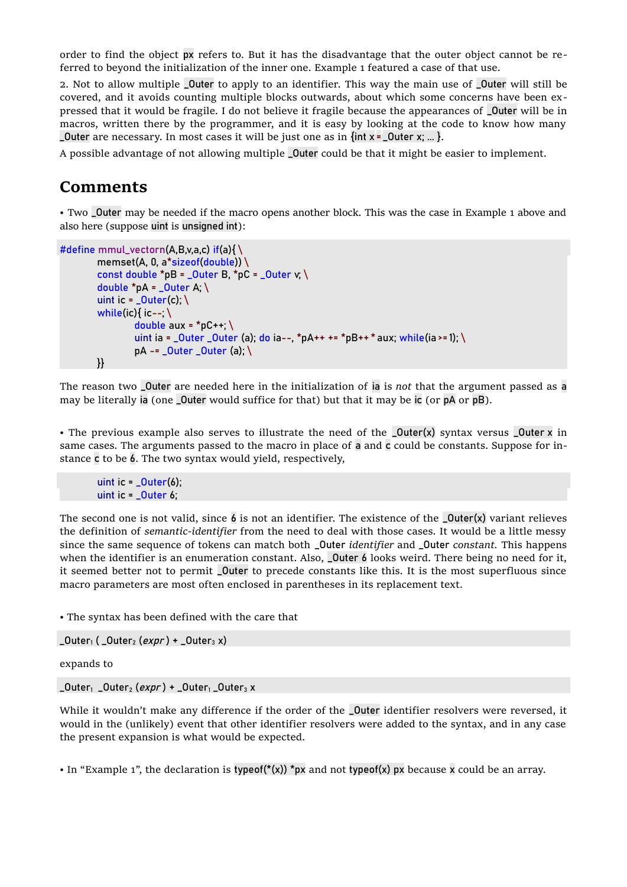order to find the object px refers to. But it has the disadvantage that the outer object cannot be referred to beyond the initialization of the inner one. Example 1 featured a case of that use.

2. Not to allow multiple _Outer to apply to an identifier. This way the main use of _Outer will still be covered, and it avoids counting multiple blocks outwards, about which some concerns have been expressed that it would be fragile. I do not believe it fragile because the appearances of _Outer will be in macros, written there by the programmer, and it is easy by looking at the code to know how many _Outer are necessary. In most cases it will be just one as in {int x = _Outer x; ... }.

A possible advantage of not allowing multiple _Outer could be that it might be easier to implement.

## Comments

• Two _Outer may be needed if the macro opens another block. This was the case in Example 1 above and also here (suppose uint is unsigned int):

```
#define mmul_vectorn(A,B,v,a,c) if(a){ \
        memset(A, 0, a*sizeof(double)) \
        const double *pB = _Outer B, *pC = _Outer v; \
        double *pA = _Outer A; \
        uint ic = _Outer(c); \
        while(ic){ ic--; \
                double aux = *pC++; \
                uint ia = _Outer _Outer (a); do ia--, *pA++ += *pB++ * aux; while(ia >= 1); \
                pA -= _Outer _Outer (a); \
        }}
```

The reason two _Outer are needed here in the initialization of ia is *not* that the argument passed as a may be literally ia (one _Outer would suffice for that) but that it may be ic (or pA or pB).

• The previous example also serves to illustrate the need of the _Outer(x) syntax versus _Outer x in same cases. The arguments passed to the macro in place of a and c could be constants. Suppose for instance c to be 6. The two syntax would yield, respectively,

```
        uint ic = _Outer(6);
        uint ic = _Outer 6;
```

The second one is not valid, since 6 is not an identifier. The existence of the _Outer(x) variant relieves the definition of *semantic-identifier* from the need to deal with those cases. It would be a little messy since the same sequence of tokens can match both _Outer *identifier* and _Outer *constant*. This happens when the identifier is an enumeration constant. Also, _Outer 6 looks weird. There being no need for it, it seemed better not to permit _Outer to precede constants like this. It is the most superfluous since macro parameters are most often enclosed in parentheses in its replacement text.

• The syntax has been defined with the care that

$\_Outer_1$ ( $\_Outer_2$ (*expr*) + $\_Outer_3$ x)

expands to

$\_Outer_1$ $\_Outer_2$ (*expr*) + $\_Outer_1$ $\_Outer_3$ x

While it wouldn't make any difference if the order of the _Outer identifier resolvers were reversed, it would in the (unlikely) event that other identifier resolvers were added to the syntax, and in any case the present expansion is what would be expected.

• In "Example 1", the declaration is typeof(*(x)) *px and not typeof(x) px because x could be an array.